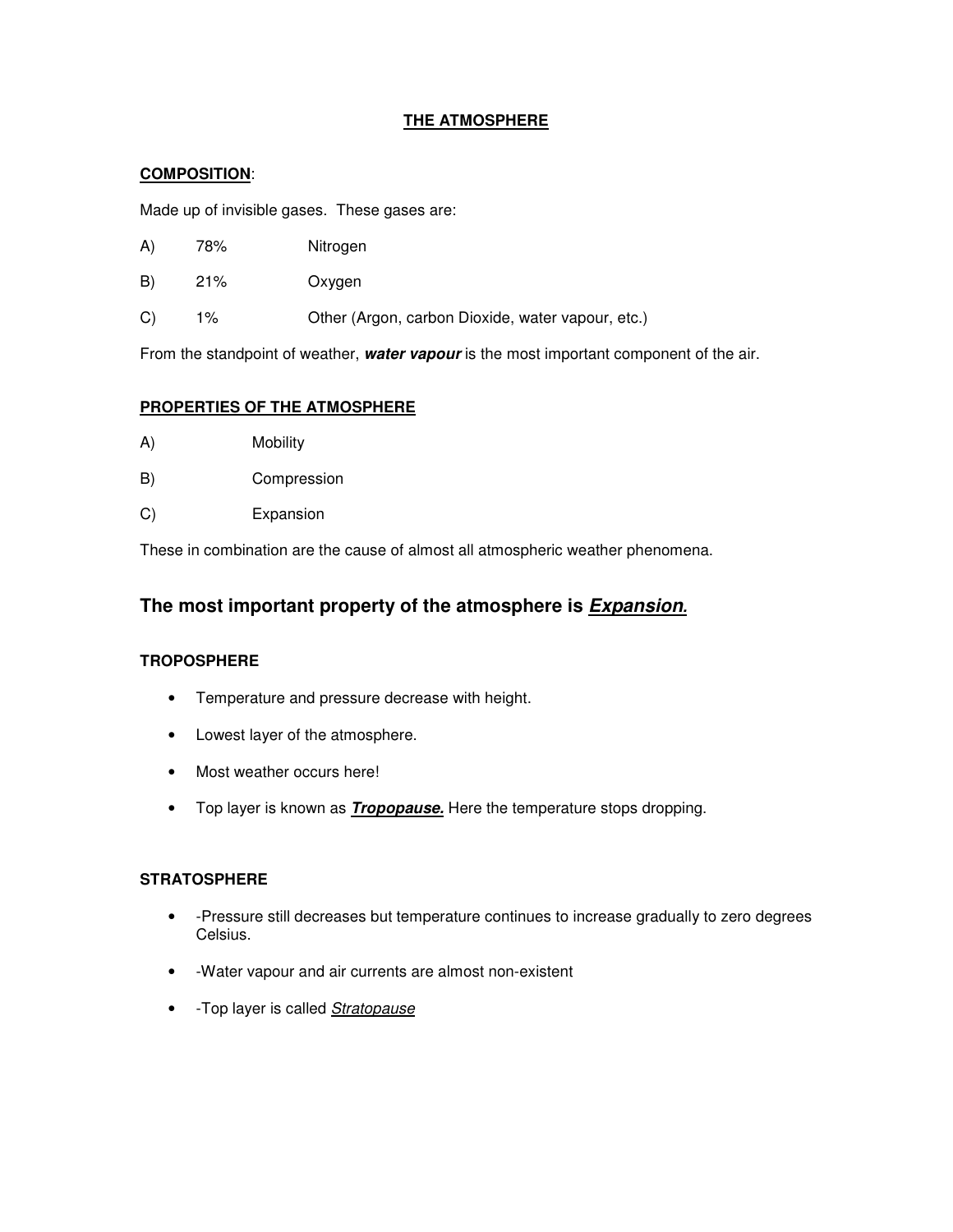# THE ATMOSPHERE

## COMPOSITION:

Made up of invisible gases. These gases are:

A) 78% Nitrogen

B) 21% Oxygen

C) 1% Other (Argon, carbon Dioxide, water vapour, etc.)

From the standpoint of weather, ***water vapour*** is the most important component of the air.

## PROPERTIES OF THE ATMOSPHERE

A) Mobility

B) Compression

C) Expansion

These in combination are the cause of almost all atmospheric weather phenomena.

## The most important property of the atmosphere is ***Expansion.***

### TROPOSPHERE

- Temperature and pressure decrease with height.
- Lowest layer of the atmosphere.
- Most weather occurs here!
- Top layer is known as ***Tropopause.*** Here the temperature stops dropping.

### STRATOSPHERE

- -Pressure still decreases but temperature continues to increase gradually to zero degrees Celsius.
- -Water vapour and air currents are almost non-existent
- -Top layer is called *Stratopause*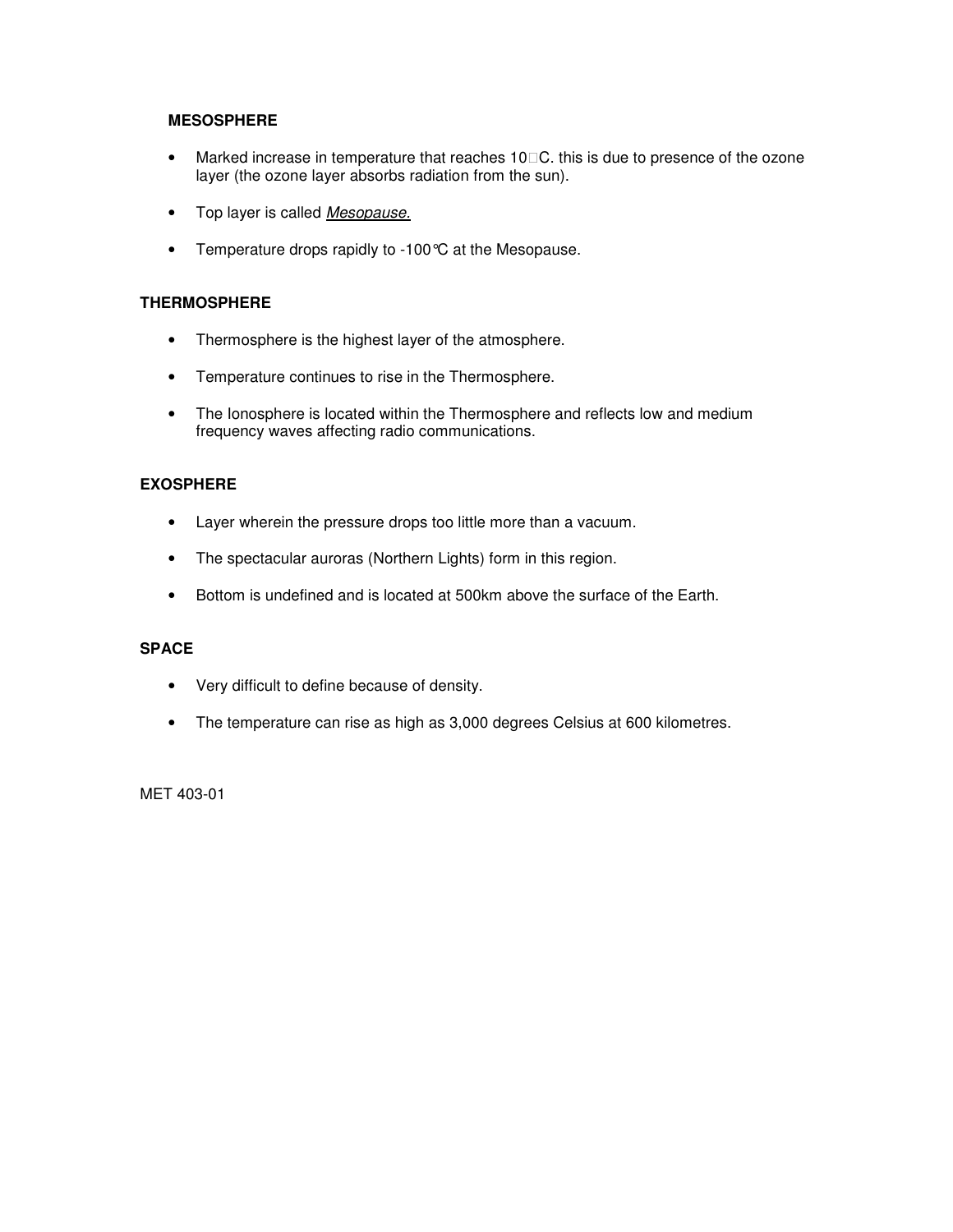**MESOSPHERE**

- Marked increase in temperature that reaches 10°C. this is due to presence of the ozone layer (the ozone layer absorbs radiation from the sun).
- Top layer is called *Mesopause.*
- Temperature drops rapidly to -100°C at the Mesopause.

**THERMOSPHERE**

- Thermosphere is the highest layer of the atmosphere.
- Temperature continues to rise in the Thermosphere.
- The Ionosphere is located within the Thermosphere and reflects low and medium frequency waves affecting radio communications.

**EXOSPHERE**

- Layer wherein the pressure drops too little more than a vacuum.
- The spectacular auroras (Northern Lights) form in this region.
- Bottom is undefined and is located at 500km above the surface of the Earth.

**SPACE**

- Very difficult to define because of density.
- The temperature can rise as high as 3,000 degrees Celsius at 600 kilometres.

MET 403-01